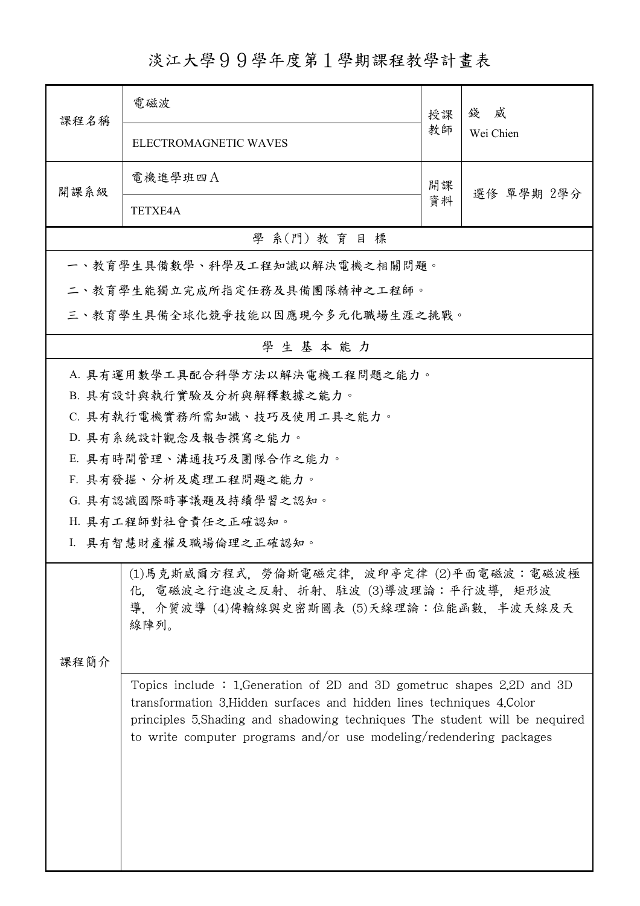# 淡江大學９９學年度第１學期課程教學計畫表

| 課程名稱 | 電磁波 | 授課教師 | 錢　威 |
|---|---|---|---|
| | ELECTROMAGNETIC WAVES | | Wei Chien |
| 開課系級 | 電機進學班四A | 開課資料 | 選修 單學期 2學分 |
| | TETXE4A | | |

## 學 系(門) 教 育 目 標

一、教育學生具備數學、科學及工程知識以解決電機之相關問題。

二、教育學生能獨立完成所指定任務及具備團隊精神之工程師。

三、教育學生具備全球化競爭技能以因應現今多元化職場生涯之挑戰。

## 學 生 基 本 能 力

A. 具有運用數學工具配合科學方法以解決電機工程問題之能力。

B. 具有設計與執行實驗及分析與解釋數據之能力。

C. 具有執行電機實務所需知識、技巧及使用工具之能力。

D. 具有系統設計觀念及報告撰寫之能力。

E. 具有時間管理、溝通技巧及團隊合作之能力。

F. 具有發掘、分析及處理工程問題之能力。

G. 具有認識國際時事議題及持續學習之認知。

H. 具有工程師對社會責任之正確認知。

I. 具有智慧財產權及職場倫理之正確認知。

| 課程簡介 | |
|---|---|
| | (1)馬克斯威爾方程式，勞倫斯電磁定律，波印亭定律 (2)平面電磁波：電磁波極化，電磁波之行進波之反射、折射、駐波 (3)導波理論：平行波導，矩形波導，介質波導 (4)傳輸線與史密斯圖表 (5)天線理論：位能函數，半波天線及天線陣列。 |
| | Topics include ：1.Generation of 2D and 3D gometruc shapes 2.2D and 3D transformation 3.Hidden surfaces and hidden lines techniques 4.Color principles 5.Shading and shadowing techniques The student will be nequired to write computer programs and/or use modeling/redendering packages |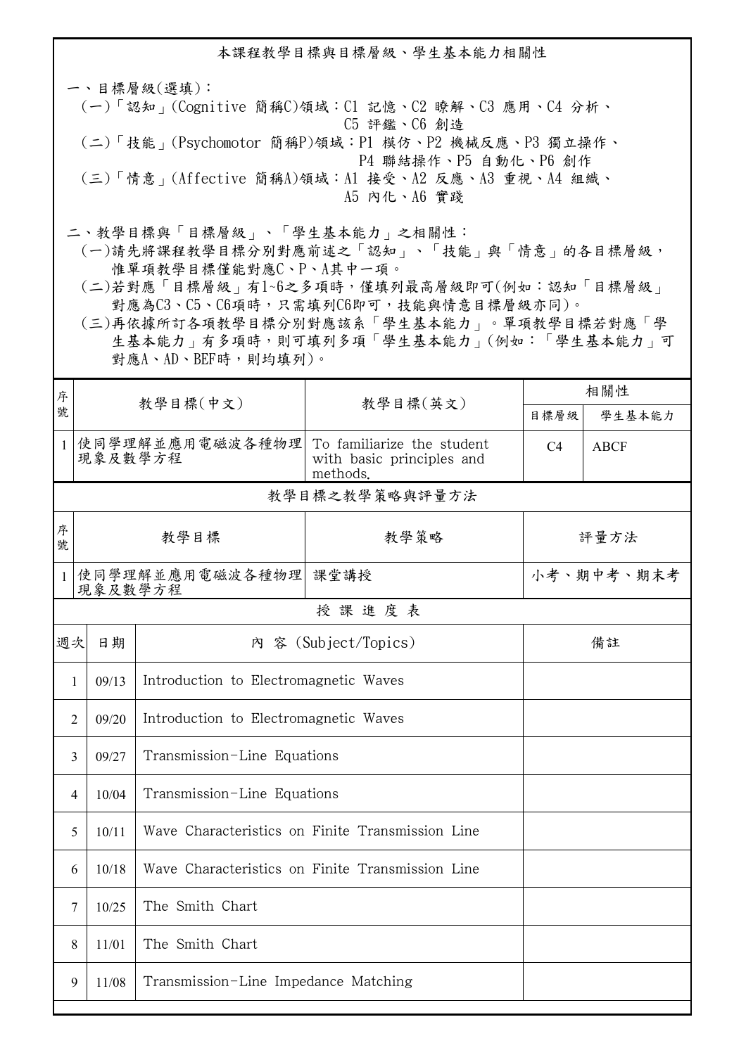## 本課程教學目標與目標層級、學生基本能力相關性

一、目標層級(選填)：

(一)「認知」(Cognitive 簡稱C)領域：C1 記憶、C2 瞭解、C3 應用、C4 分析、C5 評鑑、C6 創造

(二)「技能」(Psychomotor 簡稱P)領域：P1 模仿、P2 機械反應、P3 獨立操作、P4 聯結操作、P5 自動化、P6 創作

(三)「情意」(Affective 簡稱A)領域：A1 接受、A2 反應、A3 重視、A4 組織、A5 內化、A6 實踐

二、教學目標與「目標層級」、「學生基本能力」之相關性：

(一)請先將課程教學目標分別對應前述之「認知」、「技能」與「情意」的各目標層級，惟單項教學目標僅能對應C、P、A其中一項。

(二)若對應「目標層級」有1~6之多項時，僅填列最高層級即可(例如：認知「目標層級」對應為C3、C5、C6項時，只需填列C6即可，技能與情意目標層級亦同)。

(三)再依據所訂各項教學目標分別對應該系「學生基本能力」。單項教學目標若對應「學生基本能力」有多項時，則可填列多項「學生基本能力」(例如：「學生基本能力」可對應A、AD、BEF時，則均填列)。

| 序號 | 教學目標(中文) | 教學目標(英文) | 相關性 | |
|---|---|---|---|---|
| | | | 目標層級 | 學生基本能力 |
| 1 | 使同學理解並應用電磁波各種物理現象及數學方程 | To familiarize the student with basic principles and methods. | C4 | ABCF |

### 教學目標之教學策略與評量方法

| 序號 | 教學目標 | 教學策略 | 評量方法 |
|---|---|---|---|
| 1 | 使同學理解並應用電磁波各種物理現象及數學方程 | 課堂講授 | 小考、期中考、期末考 |

### 授 課 進 度 表

| 週次 | 日期 | 內 容 (Subject/Topics) | 備註 |
|---|---|---|---|
| 1 | 09/13 | Introduction to Electromagnetic Waves | |
| 2 | 09/20 | Introduction to Electromagnetic Waves | |
| 3 | 09/27 | Transmission-Line Equations | |
| 4 | 10/04 | Transmission-Line Equations | |
| 5 | 10/11 | Wave Characteristics on Finite Transmission Line | |
| 6 | 10/18 | Wave Characteristics on Finite Transmission Line | |
| 7 | 10/25 | The Smith Chart | |
| 8 | 11/01 | The Smith Chart | |
| 9 | 11/08 | Transmission-Line Impedance Matching | |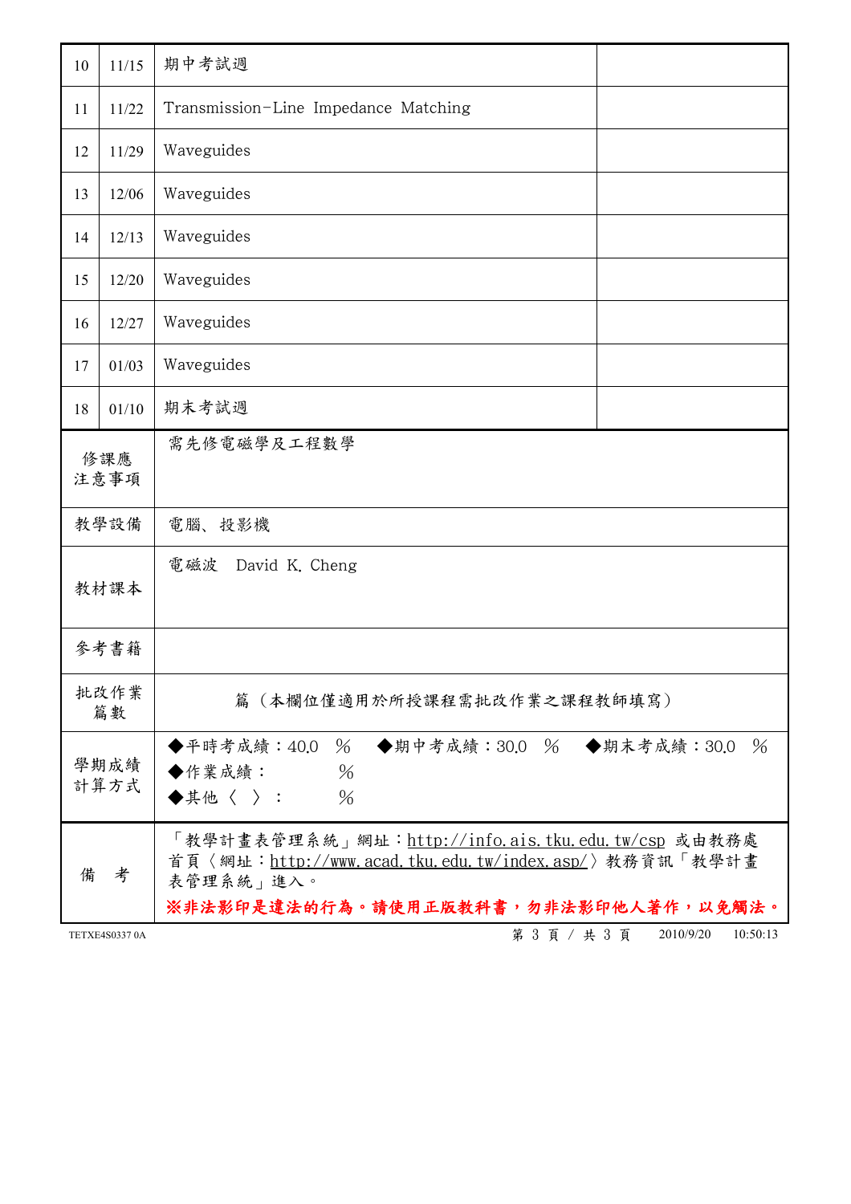| | | | |
|---|---|---|---|
| 10 | 11/15 | 期中考試週 | |
| 11 | 11/22 | Transmission-Line Impedance Matching | |
| 12 | 11/29 | Waveguides | |
| 13 | 12/06 | Waveguides | |
| 14 | 12/13 | Waveguides | |
| 15 | 12/20 | Waveguides | |
| 16 | 12/27 | Waveguides | |
| 17 | 01/03 | Waveguides | |
| 18 | 01/10 | 期末考試週 | |

| | |
|---|---|
| 修課應注意事項 | 需先修電磁學及工程數學 |
| 教學設備 | 電腦、投影機 |
| 教材課本 | 電磁波　David K. Cheng |
| 參考書籍 | |
| 批改作業篇數 | 篇（本欄位僅適用於所授課程需批改作業之課程教師填寫） |
| 學期成績計算方式 | ◆平時考成績：40.0 %　◆期中考成績：30.0 %　◆期末考成績：30.0 %<br>◆作業成績：　%<br>◆其他〈 〉：　% |
| 備　考 | 「教學計畫表管理系統」網址：http://info.ais.tku.edu.tw/csp 或由教務處首頁〈網址：http://www.acad.tku.edu.tw/index.asp/〉教務資訊「教學計畫表管理系統」進入。<br>**※非法影印是違法的行為。請使用正版教科書，勿非法影印他人著作，以免觸法。** |

TETXE4S0337 0A　2010/9/20　10:50:13